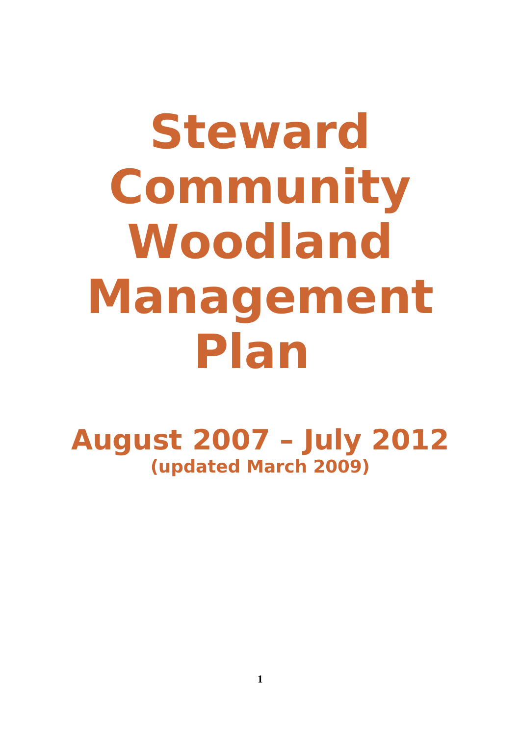# Steward Community Woodland Management Plan

## August 2007 – July 2012

**(updated March 2009)**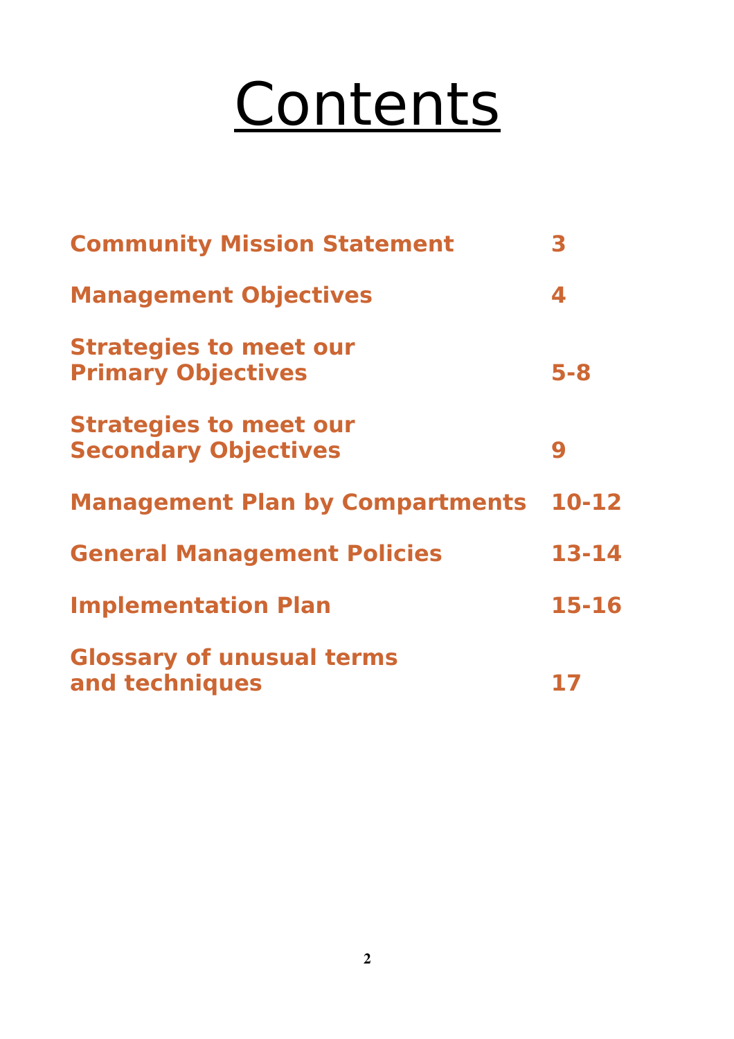# Contents

| | |
|---|---|
| **Community Mission Statement** | **3** |
| **Management Objectives** | **4** |
| **Strategies to meet our Primary Objectives** | **5-8** |
| **Strategies to meet our Secondary Objectives** | **9** |
| **Management Plan by Compartments** | **10-12** |
| **General Management Policies** | **13-14** |
| **Implementation Plan** | **15-16** |
| **Glossary of unusual terms and techniques** | **17** |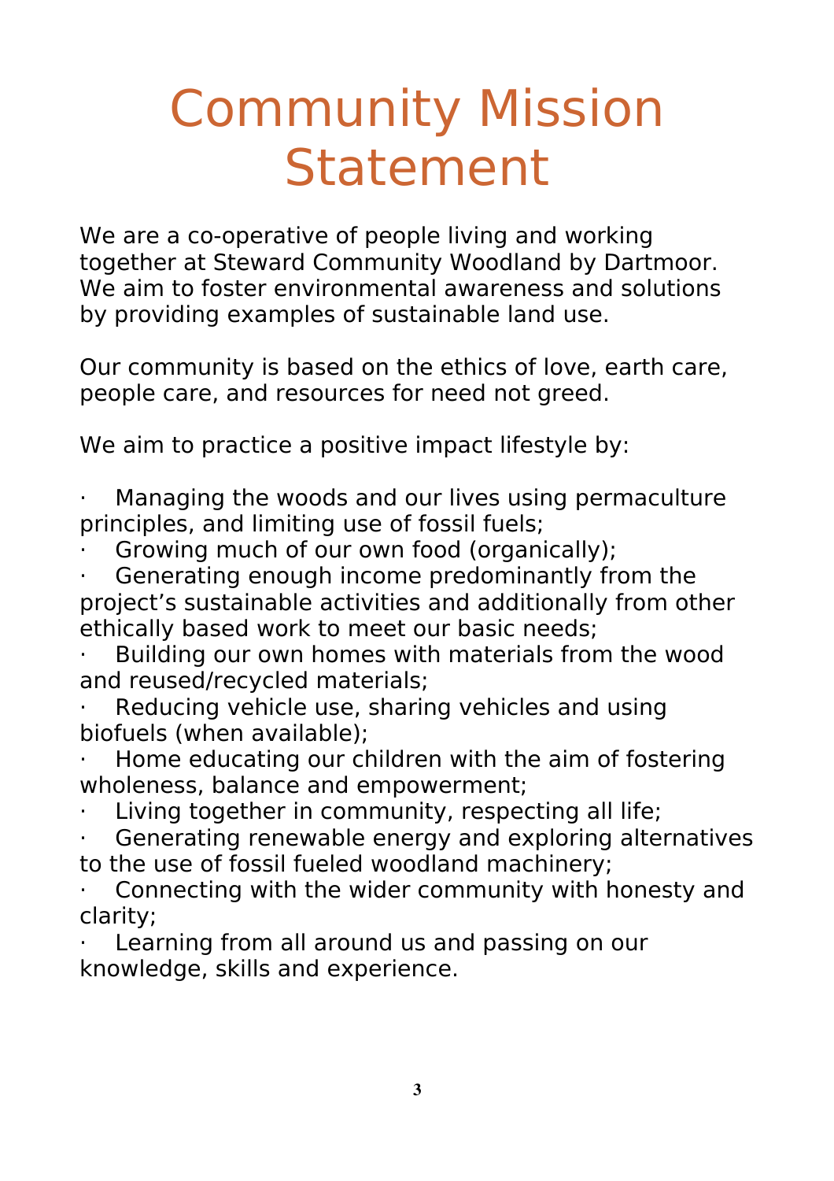# Community Mission Statement

We are a co-operative of people living and working together at Steward Community Woodland by Dartmoor. We aim to foster environmental awareness and solutions by providing examples of sustainable land use.

Our community is based on the ethics of love, earth care, people care, and resources for need not greed.

We aim to practice a positive impact lifestyle by:

- Managing the woods and our lives using permaculture principles, and limiting use of fossil fuels;
- Growing much of our own food (organically);
- Generating enough income predominantly from the project's sustainable activities and additionally from other ethically based work to meet our basic needs;
- Building our own homes with materials from the wood and reused/recycled materials;
- Reducing vehicle use, sharing vehicles and using biofuels (when available);
- Home educating our children with the aim of fostering wholeness, balance and empowerment;
- Living together in community, respecting all life;
- Generating renewable energy and exploring alternatives to the use of fossil fueled woodland machinery;
- Connecting with the wider community with honesty and clarity;
- Learning from all around us and passing on our knowledge, skills and experience.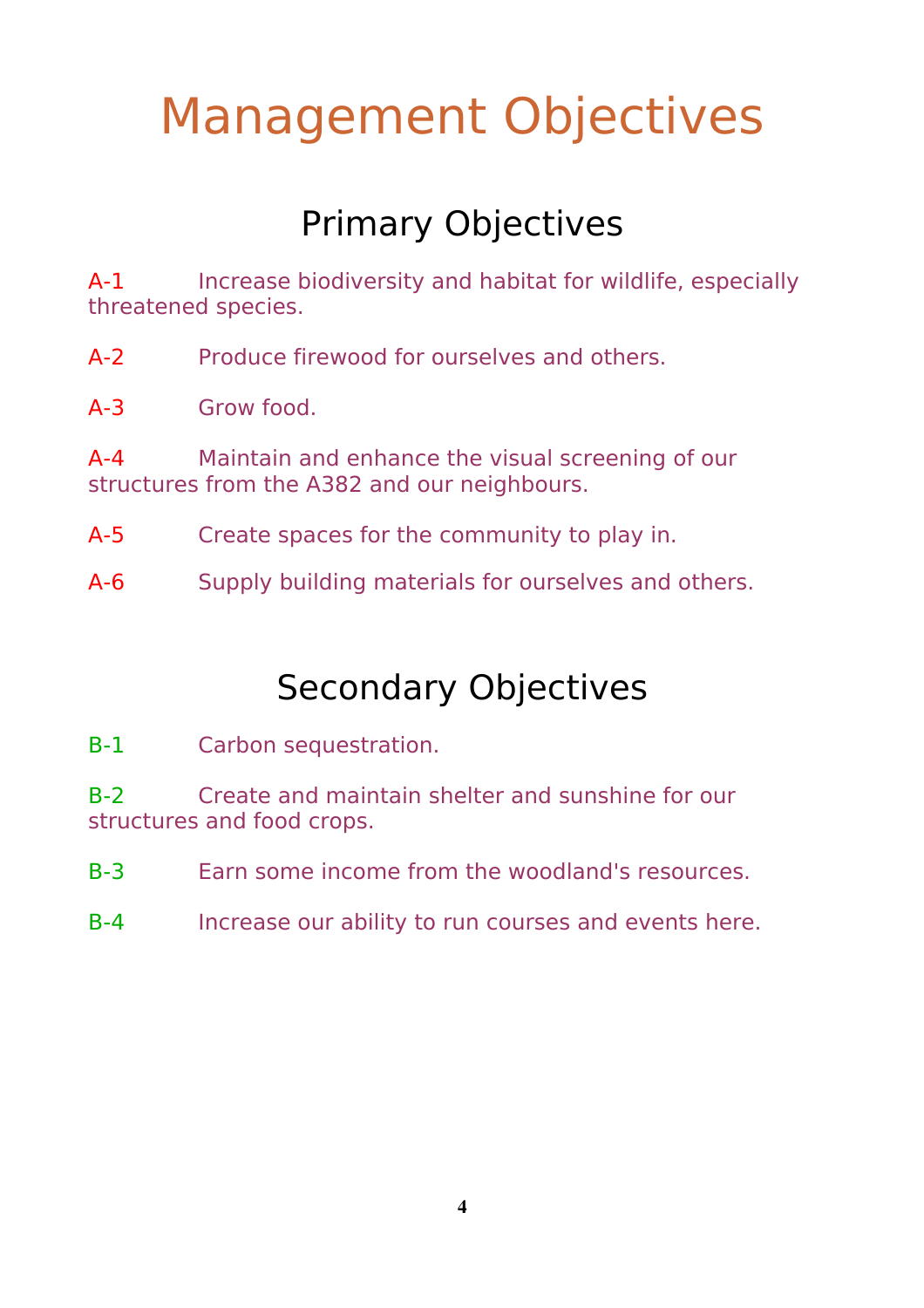# Management Objectives

## Primary Objectives

A-1 Increase biodiversity and habitat for wildlife, especially threatened species.

A-2 Produce firewood for ourselves and others.

A-3 Grow food.

A-4 Maintain and enhance the visual screening of our structures from the A382 and our neighbours.

A-5 Create spaces for the community to play in.

A-6 Supply building materials for ourselves and others.

## Secondary Objectives

B-1 Carbon sequestration.

B-2 Create and maintain shelter and sunshine for our structures and food crops.

B-3 Earn some income from the woodland's resources.

B-4 Increase our ability to run courses and events here.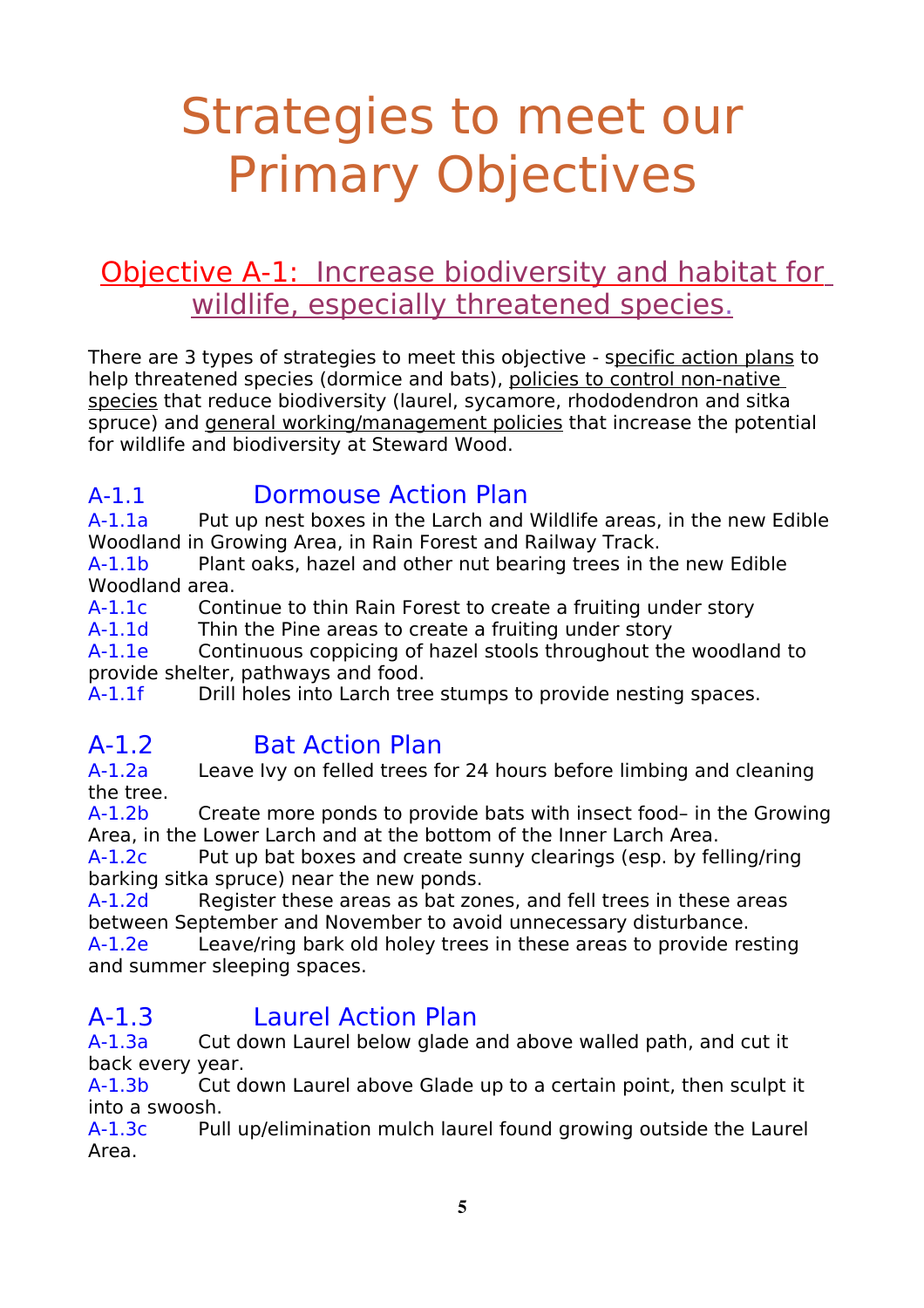# Strategies to meet our Primary Objectives

## Objective A-1: Increase biodiversity and habitat for wildlife, especially threatened species.

There are 3 types of strategies to meet this objective - specific action plans to help threatened species (dormice and bats), policies to control non-native species that reduce biodiversity (laurel, sycamore, rhododendron and sitka spruce) and general working/management policies that increase the potential for wildlife and biodiversity at Steward Wood.

### A-1.1 Dormouse Action Plan

A-1.1a Put up nest boxes in the Larch and Wildlife areas, in the new Edible Woodland in Growing Area, in Rain Forest and Railway Track.

A-1.1b Plant oaks, hazel and other nut bearing trees in the new Edible Woodland area.

A-1.1c Continue to thin Rain Forest to create a fruiting under story

A-1.1d Thin the Pine areas to create a fruiting under story

A-1.1e Continuous coppicing of hazel stools throughout the woodland to provide shelter, pathways and food.

A-1.1f Drill holes into Larch tree stumps to provide nesting spaces.

### A-1.2 Bat Action Plan

A-1.2a Leave Ivy on felled trees for 24 hours before limbing and cleaning the tree.

A-1.2b Create more ponds to provide bats with insect food– in the Growing Area, in the Lower Larch and at the bottom of the Inner Larch Area.

A-1.2c Put up bat boxes and create sunny clearings (esp. by felling/ring barking sitka spruce) near the new ponds.

A-1.2d Register these areas as bat zones, and fell trees in these areas between September and November to avoid unnecessary disturbance.

A-1.2e Leave/ring bark old holey trees in these areas to provide resting and summer sleeping spaces.

### A-1.3 Laurel Action Plan

A-1.3a Cut down Laurel below glade and above walled path, and cut it back every year.

A-1.3b Cut down Laurel above Glade up to a certain point, then sculpt it into a swoosh.

A-1.3c Pull up/elimination mulch laurel found growing outside the Laurel Area.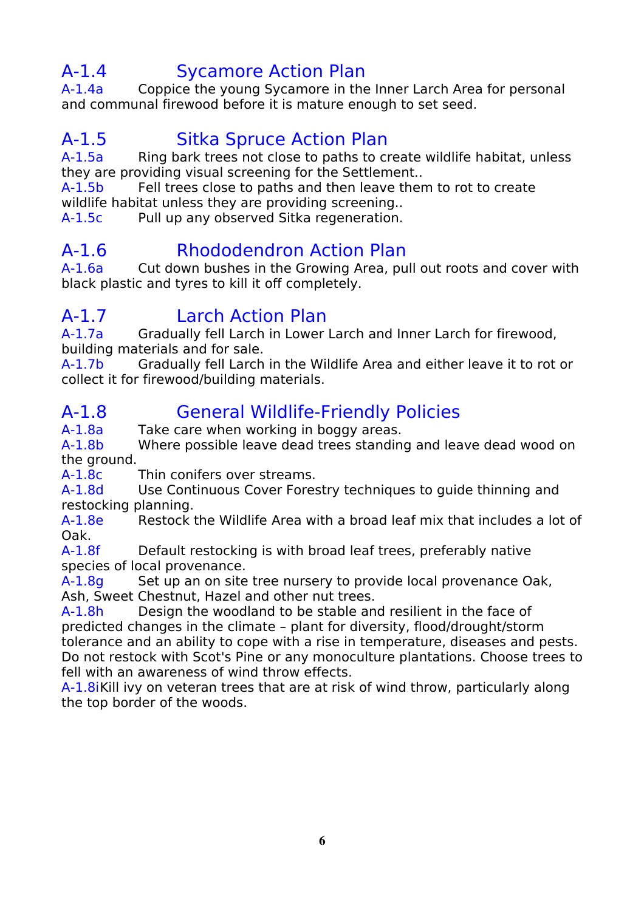## A-1.4 Sycamore Action Plan

A-1.4a Coppice the young Sycamore in the Inner Larch Area for personal and communal firewood before it is mature enough to set seed.

## A-1.5 Sitka Spruce Action Plan

A-1.5a Ring bark trees not close to paths to create wildlife habitat, unless they are providing visual screening for the Settlement..

A-1.5b Fell trees close to paths and then leave them to rot to create wildlife habitat unless they are providing screening..

A-1.5c Pull up any observed Sitka regeneration.

## A-1.6 Rhododendron Action Plan

A-1.6a Cut down bushes in the Growing Area, pull out roots and cover with black plastic and tyres to kill it off completely.

## A-1.7 Larch Action Plan

A-1.7a Gradually fell Larch in Lower Larch and Inner Larch for firewood, building materials and for sale.

A-1.7b Gradually fell Larch in the Wildlife Area and either leave it to rot or collect it for firewood/building materials.

## A-1.8 General Wildlife-Friendly Policies

A-1.8a Take care when working in boggy areas.

A-1.8b Where possible leave dead trees standing and leave dead wood on the ground.

A-1.8c Thin conifers over streams.

A-1.8d Use Continuous Cover Forestry techniques to guide thinning and restocking planning.

A-1.8e Restock the Wildlife Area with a broad leaf mix that includes a lot of Oak.

A-1.8f Default restocking is with broad leaf trees, preferably native species of local provenance.

A-1.8g Set up an on site tree nursery to provide local provenance Oak, Ash, Sweet Chestnut, Hazel and other nut trees.

A-1.8h Design the woodland to be stable and resilient in the face of predicted changes in the climate – plant for diversity, flood/drought/storm tolerance and an ability to cope with a rise in temperature, diseases and pests. Do not restock with Scot's Pine or any monoculture plantations. Choose trees to fell with an awareness of wind throw effects.

A-1.8iKill ivy on veteran trees that are at risk of wind throw, particularly along the top border of the woods.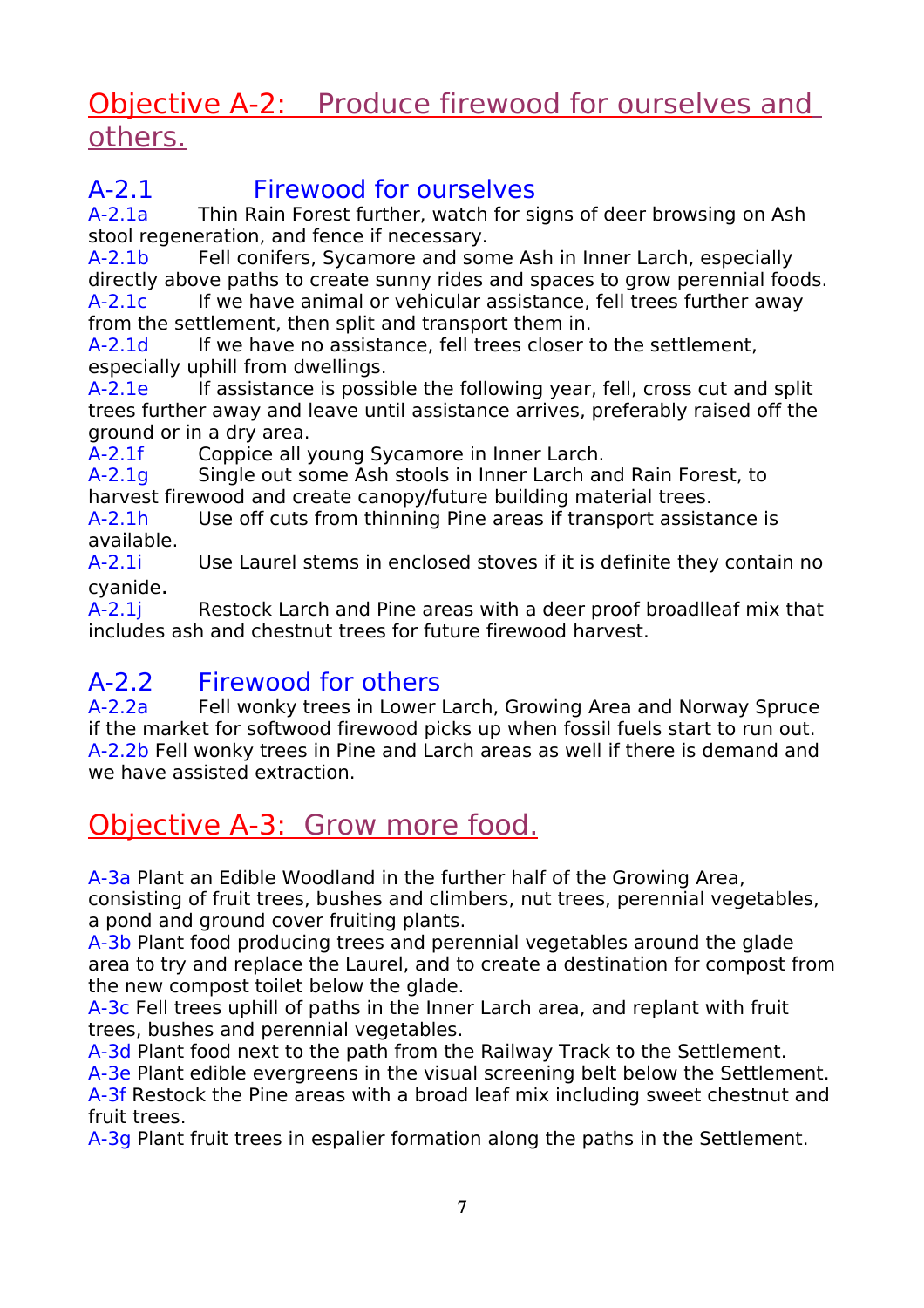## Objective A-2: Produce firewood for ourselves and others.

### A-2.1 Firewood for ourselves

A-2.1a Thin Rain Forest further, watch for signs of deer browsing on Ash stool regeneration, and fence if necessary.

A-2.1b Fell conifers, Sycamore and some Ash in Inner Larch, especially directly above paths to create sunny rides and spaces to grow perennial foods.

A-2.1c If we have animal or vehicular assistance, fell trees further away from the settlement, then split and transport them in.

A-2.1d If we have no assistance, fell trees closer to the settlement, especially uphill from dwellings.

A-2.1e If assistance is possible the following year, fell, cross cut and split trees further away and leave until assistance arrives, preferably raised off the ground or in a dry area.

A-2.1f Coppice all young Sycamore in Inner Larch.

A-2.1g Single out some Ash stools in Inner Larch and Rain Forest, to harvest firewood and create canopy/future building material trees.

A-2.1h Use off cuts from thinning Pine areas if transport assistance is available.

A-2.1i Use Laurel stems in enclosed stoves if it is definite they contain no cyanide.

A-2.1j Restock Larch and Pine areas with a deer proof broadlleaf mix that includes ash and chestnut trees for future firewood harvest.

### A-2.2 Firewood for others

A-2.2a Fell wonky trees in Lower Larch, Growing Area and Norway Spruce if the market for softwood firewood picks up when fossil fuels start to run out.

A-2.2b Fell wonky trees in Pine and Larch areas as well if there is demand and we have assisted extraction.

## Objective A-3: Grow more food.

A-3a Plant an Edible Woodland in the further half of the Growing Area, consisting of fruit trees, bushes and climbers, nut trees, perennial vegetables, a pond and ground cover fruiting plants.

A-3b Plant food producing trees and perennial vegetables around the glade area to try and replace the Laurel, and to create a destination for compost from the new compost toilet below the glade.

A-3c Fell trees uphill of paths in the Inner Larch area, and replant with fruit trees, bushes and perennial vegetables.

A-3d Plant food next to the path from the Railway Track to the Settlement.

A-3e Plant edible evergreens in the visual screening belt below the Settlement.

A-3f Restock the Pine areas with a broad leaf mix including sweet chestnut and fruit trees.

A-3g Plant fruit trees in espalier formation along the paths in the Settlement.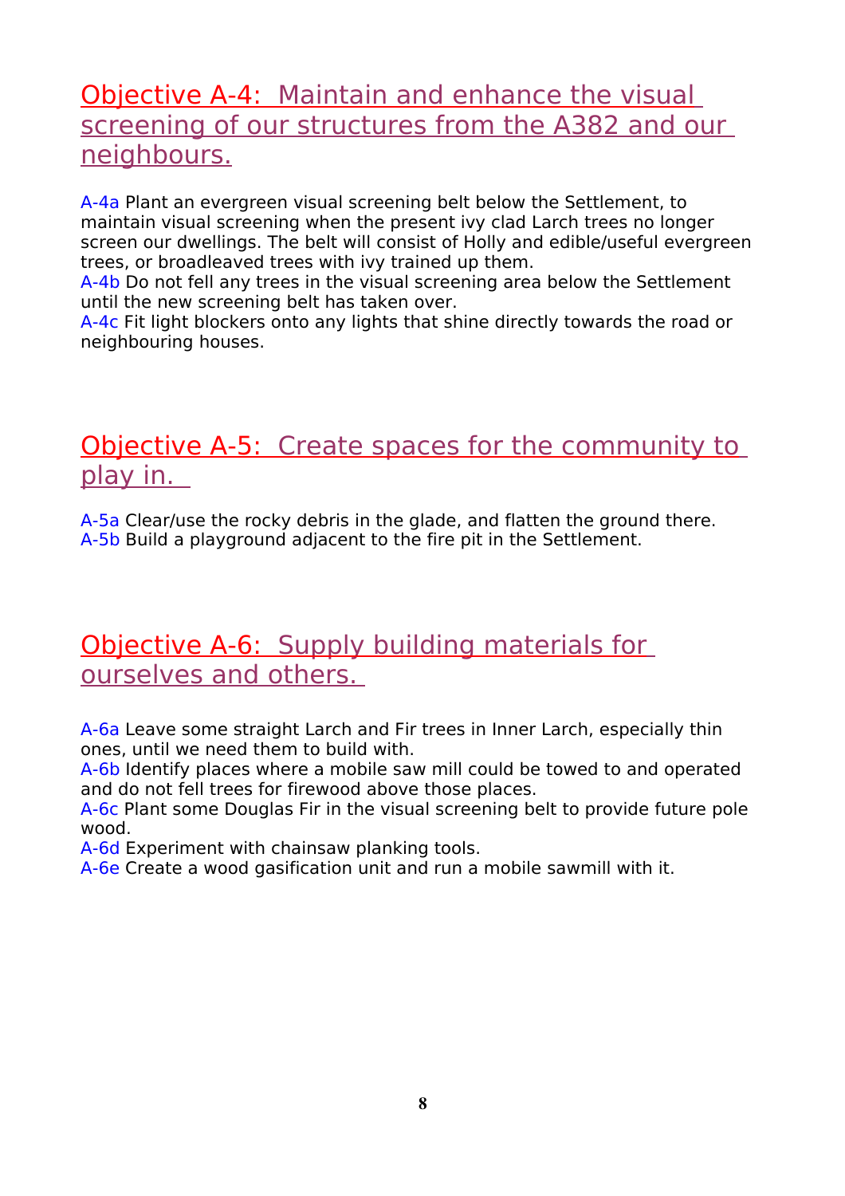## Objective A-4: Maintain and enhance the visual screening of our structures from the A382 and our neighbours.

A-4a Plant an evergreen visual screening belt below the Settlement, to maintain visual screening when the present ivy clad Larch trees no longer screen our dwellings. The belt will consist of Holly and edible/useful evergreen trees, or broadleaved trees with ivy trained up them.
A-4b Do not fell any trees in the visual screening area below the Settlement until the new screening belt has taken over.
A-4c Fit light blockers onto any lights that shine directly towards the road or neighbouring houses.

## Objective A-5: Create spaces for the community to play in.

A-5a Clear/use the rocky debris in the glade, and flatten the ground there.
A-5b Build a playground adjacent to the fire pit in the Settlement.

## Objective A-6: Supply building materials for ourselves and others.

A-6a Leave some straight Larch and Fir trees in Inner Larch, especially thin ones, until we need them to build with.
A-6b Identify places where a mobile saw mill could be towed to and operated and do not fell trees for firewood above those places.
A-6c Plant some Douglas Fir in the visual screening belt to provide future pole wood.
A-6d Experiment with chainsaw planking tools.
A-6e Create a wood gasification unit and run a mobile sawmill with it.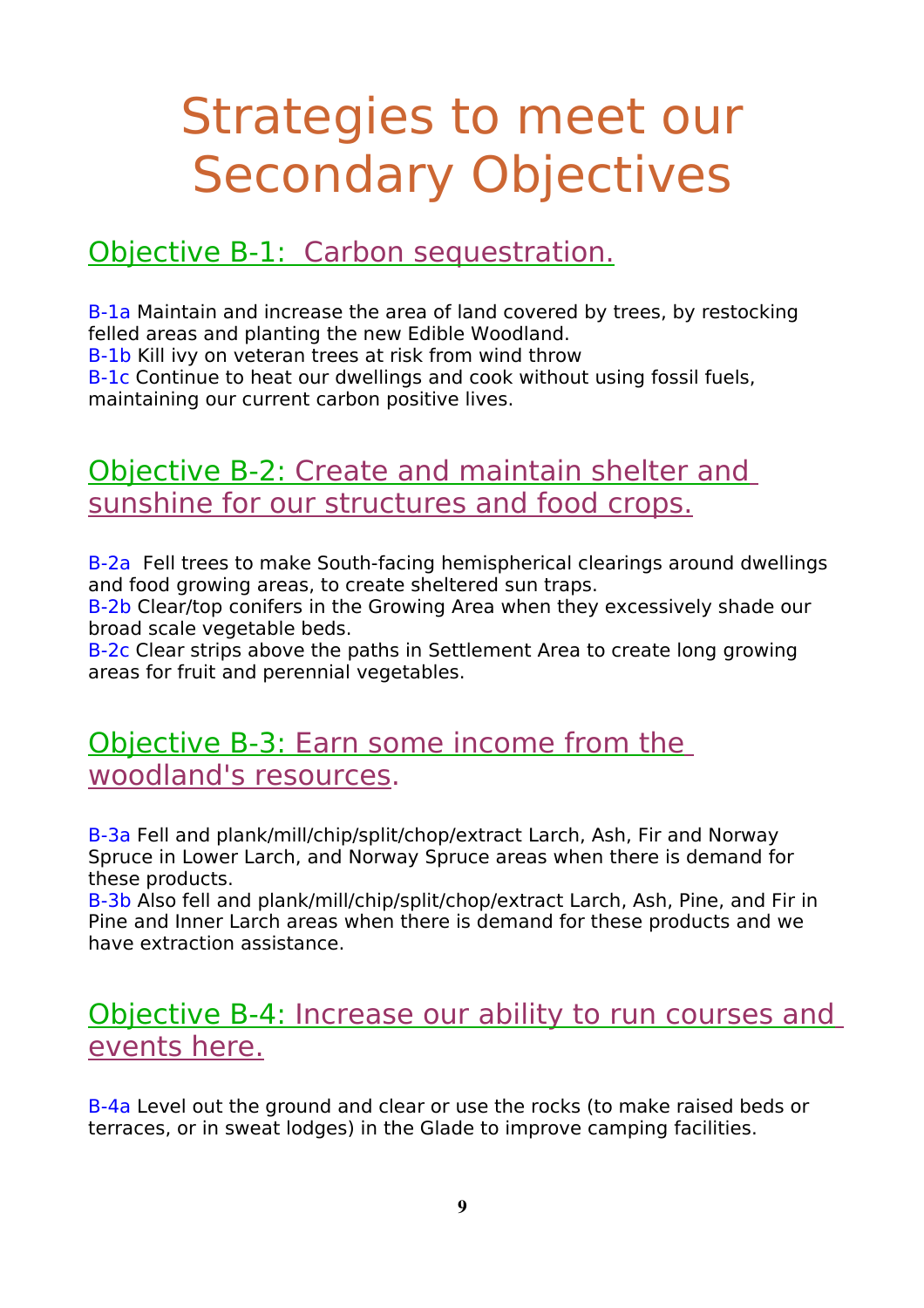# Strategies to meet our Secondary Objectives

## Objective B-1: Carbon sequestration.

B-1a Maintain and increase the area of land covered by trees, by restocking felled areas and planting the new Edible Woodland.
B-1b Kill ivy on veteran trees at risk from wind throw
B-1c Continue to heat our dwellings and cook without using fossil fuels, maintaining our current carbon positive lives.

## Objective B-2: Create and maintain shelter and sunshine for our structures and food crops.

B-2a Fell trees to make South-facing hemispherical clearings around dwellings and food growing areas, to create sheltered sun traps.
B-2b Clear/top conifers in the Growing Area when they excessively shade our broad scale vegetable beds.
B-2c Clear strips above the paths in Settlement Area to create long growing areas for fruit and perennial vegetables.

## Objective B-3: Earn some income from the woodland's resources.

B-3a Fell and plank/mill/chip/split/chop/extract Larch, Ash, Fir and Norway Spruce in Lower Larch, and Norway Spruce areas when there is demand for these products.
B-3b Also fell and plank/mill/chip/split/chop/extract Larch, Ash, Pine, and Fir in Pine and Inner Larch areas when there is demand for these products and we have extraction assistance.

## Objective B-4: Increase our ability to run courses and events here.

B-4a Level out the ground and clear or use the rocks (to make raised beds or terraces, or in sweat lodges) in the Glade to improve camping facilities.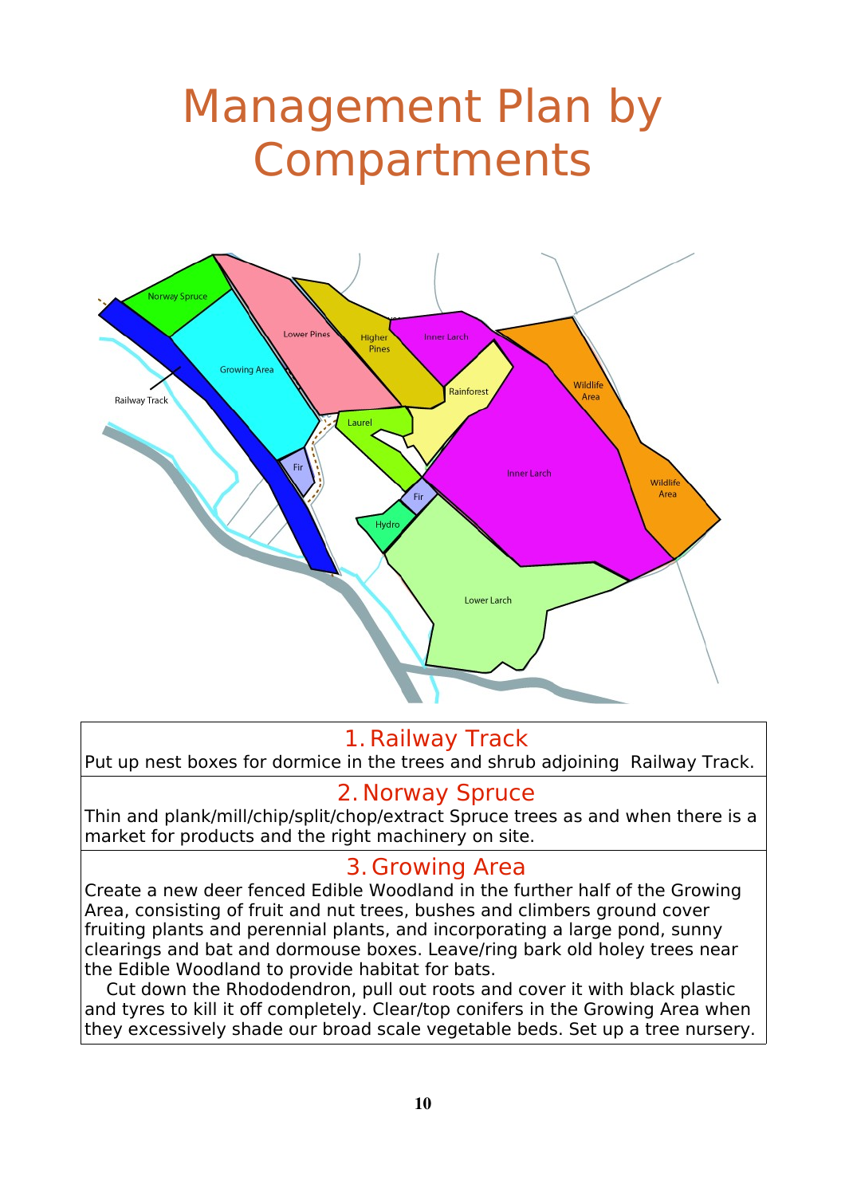# Management Plan by Compartments

## 1. Railway Track

Put up nest boxes for dormice in the trees and shrub adjoining Railway Track.

## 2. Norway Spruce

Thin and plank/mill/chip/split/chop/extract Spruce trees as and when there is a market for products and the right machinery on site.

## 3. Growing Area

Create a new deer fenced Edible Woodland in the further half of the Growing Area, consisting of fruit and nut trees, bushes and climbers ground cover fruiting plants and perennial plants, and incorporating a large pond, sunny clearings and bat and dormouse boxes. Leave/ring bark old holey trees near the Edible Woodland to provide habitat for bats.

Cut down the Rhododendron, pull out roots and cover it with black plastic and tyres to kill it off completely. Clear/top conifers in the Growing Area when they excessively shade our broad scale vegetable beds. Set up a tree nursery.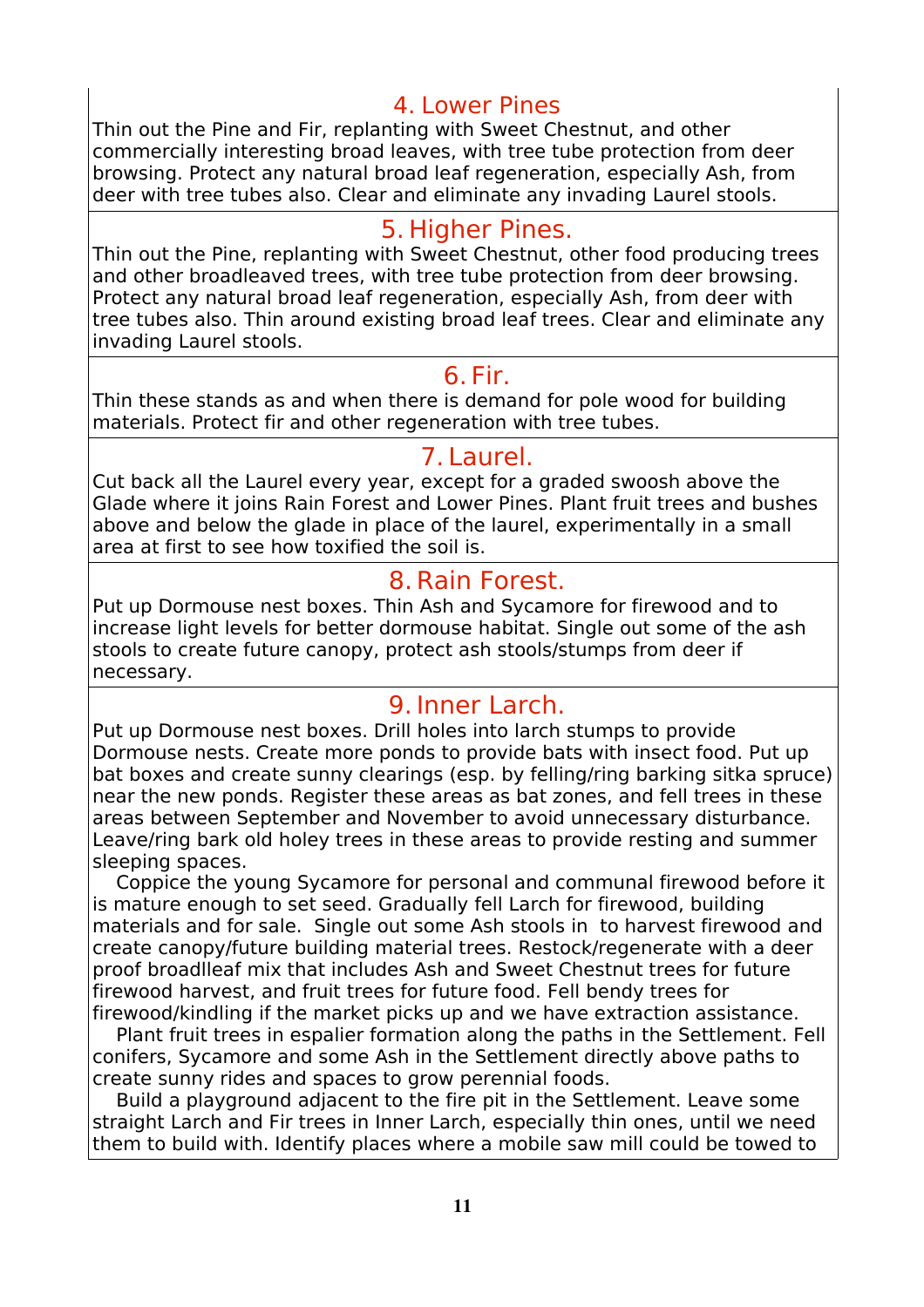## 4. Lower Pines

Thin out the Pine and Fir, replanting with Sweet Chestnut, and other commercially interesting broad leaves, with tree tube protection from deer browsing. Protect any natural broad leaf regeneration, especially Ash, from deer with tree tubes also. Clear and eliminate any invading Laurel stools.

## 5. Higher Pines.

Thin out the Pine, replanting with Sweet Chestnut, other food producing trees and other broadleaved trees, with tree tube protection from deer browsing. Protect any natural broad leaf regeneration, especially Ash, from deer with tree tubes also. Thin around existing broad leaf trees. Clear and eliminate any invading Laurel stools.

## 6. Fir.

Thin these stands as and when there is demand for pole wood for building materials. Protect fir and other regeneration with tree tubes.

## 7. Laurel.

Cut back all the Laurel every year, except for a graded swoosh above the Glade where it joins Rain Forest and Lower Pines. Plant fruit trees and bushes above and below the glade in place of the laurel, experimentally in a small area at first to see how toxified the soil is.

## 8. Rain Forest.

Put up Dormouse nest boxes. Thin Ash and Sycamore for firewood and to increase light levels for better dormouse habitat. Single out some of the ash stools to create future canopy, protect ash stools/stumps from deer if necessary.

## 9. Inner Larch.

Put up Dormouse nest boxes. Drill holes into larch stumps to provide Dormouse nests. Create more ponds to provide bats with insect food. Put up bat boxes and create sunny clearings (esp. by felling/ring barking sitka spruce) near the new ponds. Register these areas as bat zones, and fell trees in these areas between September and November to avoid unnecessary disturbance. Leave/ring bark old holey trees in these areas to provide resting and summer sleeping spaces.

Coppice the young Sycamore for personal and communal firewood before it is mature enough to set seed. Gradually fell Larch for firewood, building materials and for sale. Single out some Ash stools in to harvest firewood and create canopy/future building material trees. Restock/regenerate with a deer proof broadlleaf mix that includes Ash and Sweet Chestnut trees for future firewood harvest, and fruit trees for future food. Fell bendy trees for firewood/kindling if the market picks up and we have extraction assistance.

Plant fruit trees in espalier formation along the paths in the Settlement. Fell conifers, Sycamore and some Ash in the Settlement directly above paths to create sunny rides and spaces to grow perennial foods.

Build a playground adjacent to the fire pit in the Settlement. Leave some straight Larch and Fir trees in Inner Larch, especially thin ones, until we need them to build with. Identify places where a mobile saw mill could be towed to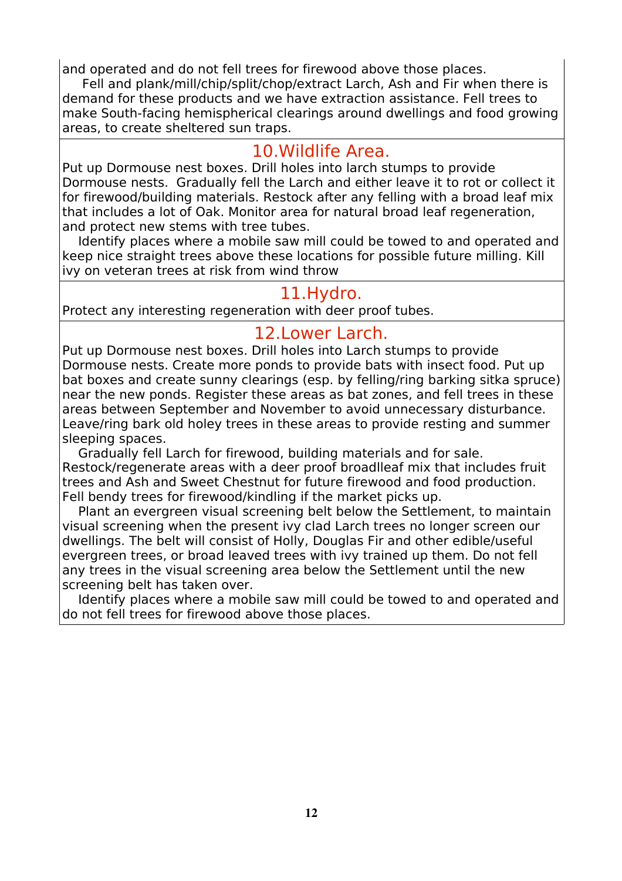and operated and do not fell trees for firewood above those places.

Fell and plank/mill/chip/split/chop/extract Larch, Ash and Fir when there is demand for these products and we have extraction assistance. Fell trees to make South-facing hemispherical clearings around dwellings and food growing areas, to create sheltered sun traps.

## 10.Wildlife Area.

Put up Dormouse nest boxes. Drill holes into larch stumps to provide Dormouse nests. Gradually fell the Larch and either leave it to rot or collect it for firewood/building materials. Restock after any felling with a broad leaf mix that includes a lot of Oak. Monitor area for natural broad leaf regeneration, and protect new stems with tree tubes.

Identify places where a mobile saw mill could be towed to and operated and keep nice straight trees above these locations for possible future milling. Kill ivy on veteran trees at risk from wind throw

## 11.Hydro.

Protect any interesting regeneration with deer proof tubes.

## 12.Lower Larch.

Put up Dormouse nest boxes. Drill holes into Larch stumps to provide Dormouse nests. Create more ponds to provide bats with insect food. Put up bat boxes and create sunny clearings (esp. by felling/ring barking sitka spruce) near the new ponds. Register these areas as bat zones, and fell trees in these areas between September and November to avoid unnecessary disturbance. Leave/ring bark old holey trees in these areas to provide resting and summer sleeping spaces.

Gradually fell Larch for firewood, building materials and for sale. Restock/regenerate areas with a deer proof broadlleaf mix that includes fruit trees and Ash and Sweet Chestnut for future firewood and food production. Fell bendy trees for firewood/kindling if the market picks up.

Plant an evergreen visual screening belt below the Settlement, to maintain visual screening when the present ivy clad Larch trees no longer screen our dwellings. The belt will consist of Holly, Douglas Fir and other edible/useful evergreen trees, or broad leaved trees with ivy trained up them. Do not fell any trees in the visual screening area below the Settlement until the new screening belt has taken over.

Identify places where a mobile saw mill could be towed to and operated and do not fell trees for firewood above those places.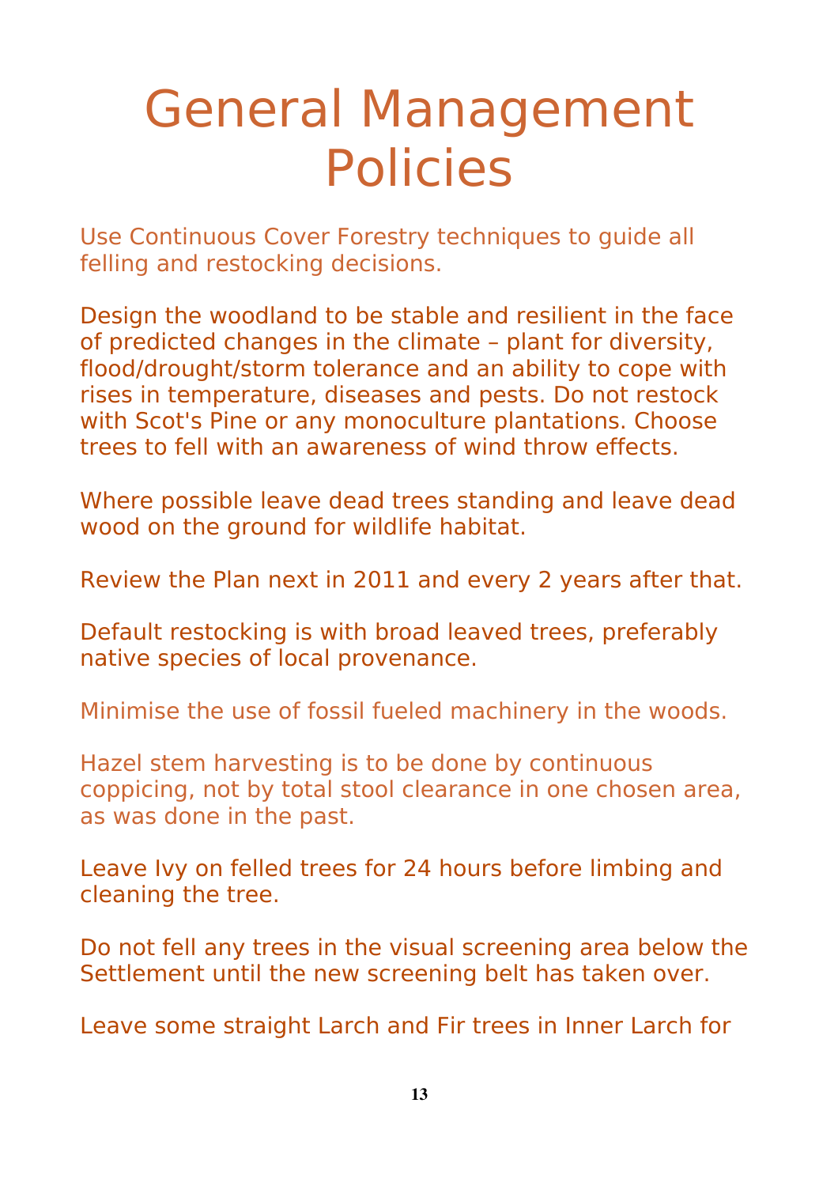# General Management Policies

Use Continuous Cover Forestry techniques to guide all felling and restocking decisions.

Design the woodland to be stable and resilient in the face of predicted changes in the climate – plant for diversity, flood/drought/storm tolerance and an ability to cope with rises in temperature, diseases and pests. Do not restock with Scot's Pine or any monoculture plantations. Choose trees to fell with an awareness of wind throw effects.

Where possible leave dead trees standing and leave dead wood on the ground for wildlife habitat.

Review the Plan next in 2011 and every 2 years after that.

Default restocking is with broad leaved trees, preferably native species of local provenance.

Minimise the use of fossil fueled machinery in the woods.

Hazel stem harvesting is to be done by continuous coppicing, not by total stool clearance in one chosen area, as was done in the past.

Leave Ivy on felled trees for 24 hours before limbing and cleaning the tree.

Do not fell any trees in the visual screening area below the Settlement until the new screening belt has taken over.

Leave some straight Larch and Fir trees in Inner Larch for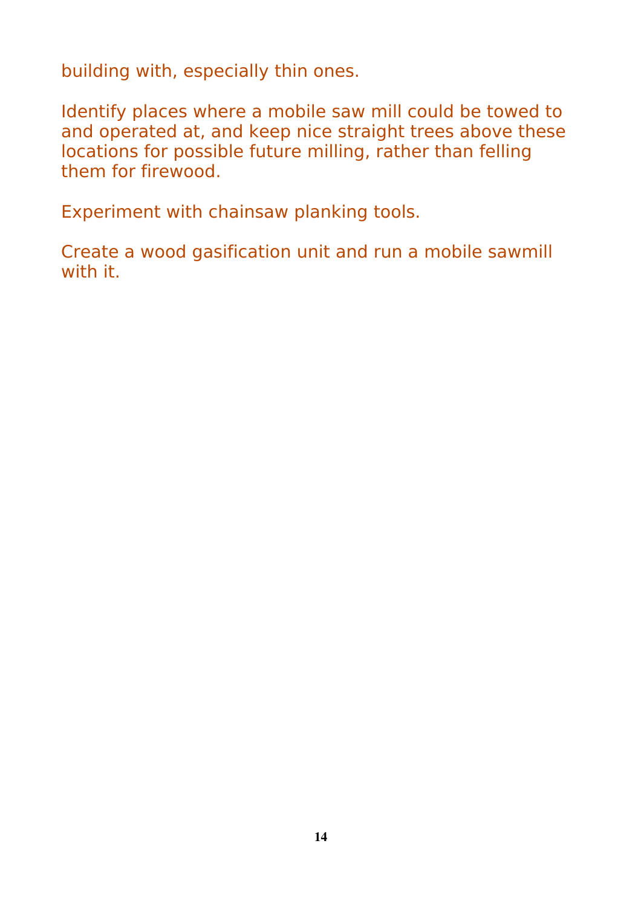building with, especially thin ones.

Identify places where a mobile saw mill could be towed to and operated at, and keep nice straight trees above these locations for possible future milling, rather than felling them for firewood.

Experiment with chainsaw planking tools.

Create a wood gasification unit and run a mobile sawmill with it.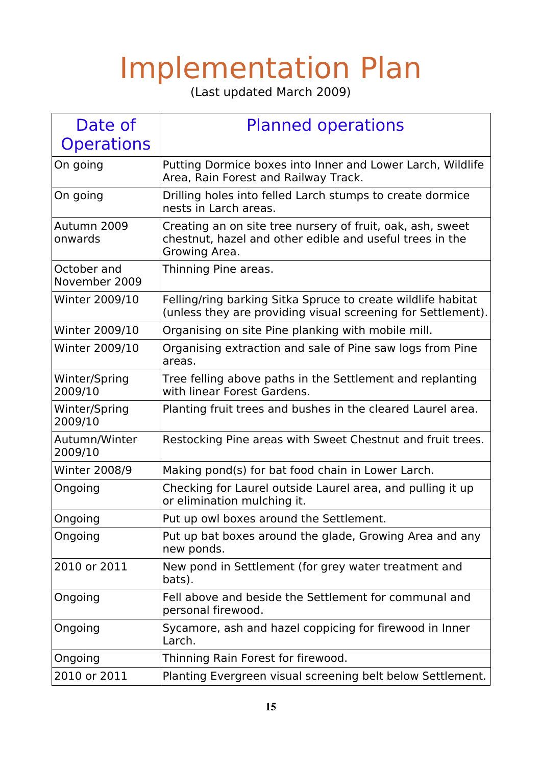# Implementation Plan

(Last updated March 2009)

| Date of Operations | Planned operations |
|---|---|
| On going | Putting Dormice boxes into Inner and Lower Larch, Wildlife Area, Rain Forest and Railway Track. |
| On going | Drilling holes into felled Larch stumps to create dormice nests in Larch areas. |
| Autumn 2009 onwards | Creating an on site tree nursery of fruit, oak, ash, sweet chestnut, hazel and other edible and useful trees in the Growing Area. |
| October and November 2009 | Thinning Pine areas. |
| Winter 2009/10 | Felling/ring barking Sitka Spruce to create wildlife habitat (unless they are providing visual screening for Settlement). |
| Winter 2009/10 | Organising on site Pine planking with mobile mill. |
| Winter 2009/10 | Organising extraction and sale of Pine saw logs from Pine areas. |
| Winter/Spring 2009/10 | Tree felling above paths in the Settlement and replanting with linear Forest Gardens. |
| Winter/Spring 2009/10 | Planting fruit trees and bushes in the cleared Laurel area. |
| Autumn/Winter 2009/10 | Restocking Pine areas with Sweet Chestnut and fruit trees. |
| Winter 2008/9 | Making pond(s) for bat food chain in Lower Larch. |
| Ongoing | Checking for Laurel outside Laurel area, and pulling it up or elimination mulching it. |
| Ongoing | Put up owl boxes around the Settlement. |
| Ongoing | Put up bat boxes around the glade, Growing Area and any new ponds. |
| 2010 or 2011 | New pond in Settlement (for grey water treatment and bats). |
| Ongoing | Fell above and beside the Settlement for communal and personal firewood. |
| Ongoing | Sycamore, ash and hazel coppicing for firewood in Inner Larch. |
| Ongoing | Thinning Rain Forest for firewood. |
| 2010 or 2011 | Planting Evergreen visual screening belt below Settlement. |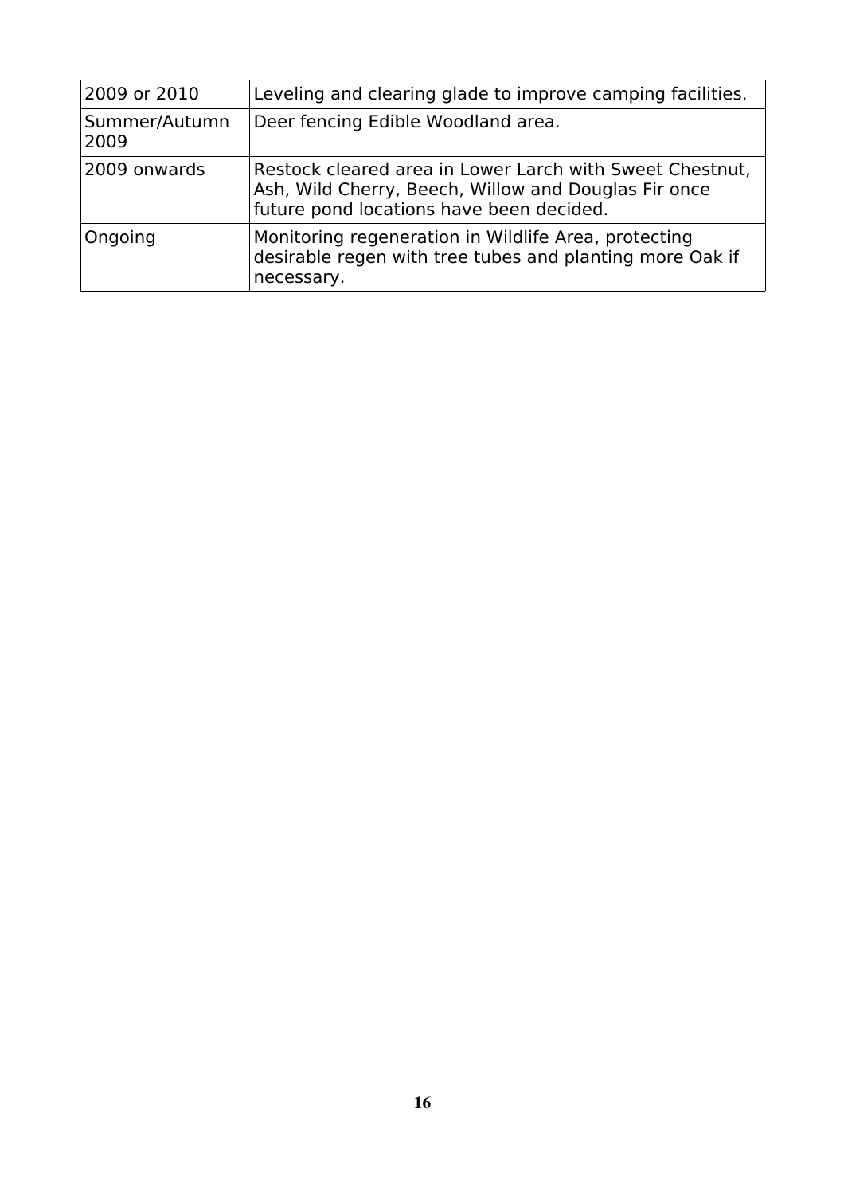| 2009 or 2010 | Leveling and clearing glade to improve camping facilities. |
|---|---|
| Summer/Autumn 2009 | Deer fencing Edible Woodland area. |
| 2009 onwards | Restock cleared area in Lower Larch with Sweet Chestnut, Ash, Wild Cherry, Beech, Willow and Douglas Fir once future pond locations have been decided. |
| Ongoing | Monitoring regeneration in Wildlife Area, protecting desirable regen with tree tubes and planting more Oak if necessary. |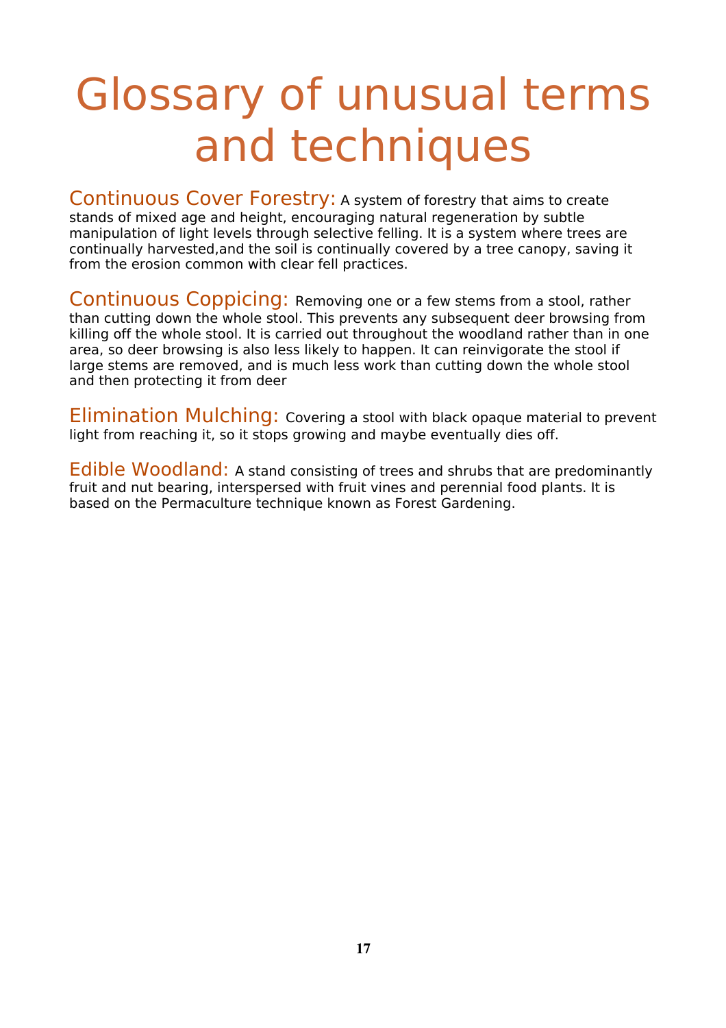# Glossary of unusual terms and techniques

**Continuous Cover Forestry:** A system of forestry that aims to create stands of mixed age and height, encouraging natural regeneration by subtle manipulation of light levels through selective felling. It is a system where trees are continually harvested,and the soil is continually covered by a tree canopy, saving it from the erosion common with clear fell practices.

**Continuous Coppicing:** Removing one or a few stems from a stool, rather than cutting down the whole stool. This prevents any subsequent deer browsing from killing off the whole stool. It is carried out throughout the woodland rather than in one area, so deer browsing is also less likely to happen. It can reinvigorate the stool if large stems are removed, and is much less work than cutting down the whole stool and then protecting it from deer

**Elimination Mulching:** Covering a stool with black opaque material to prevent light from reaching it, so it stops growing and maybe eventually dies off.

**Edible Woodland:** A stand consisting of trees and shrubs that are predominantly fruit and nut bearing, interspersed with fruit vines and perennial food plants. It is based on the Permaculture technique known as Forest Gardening.